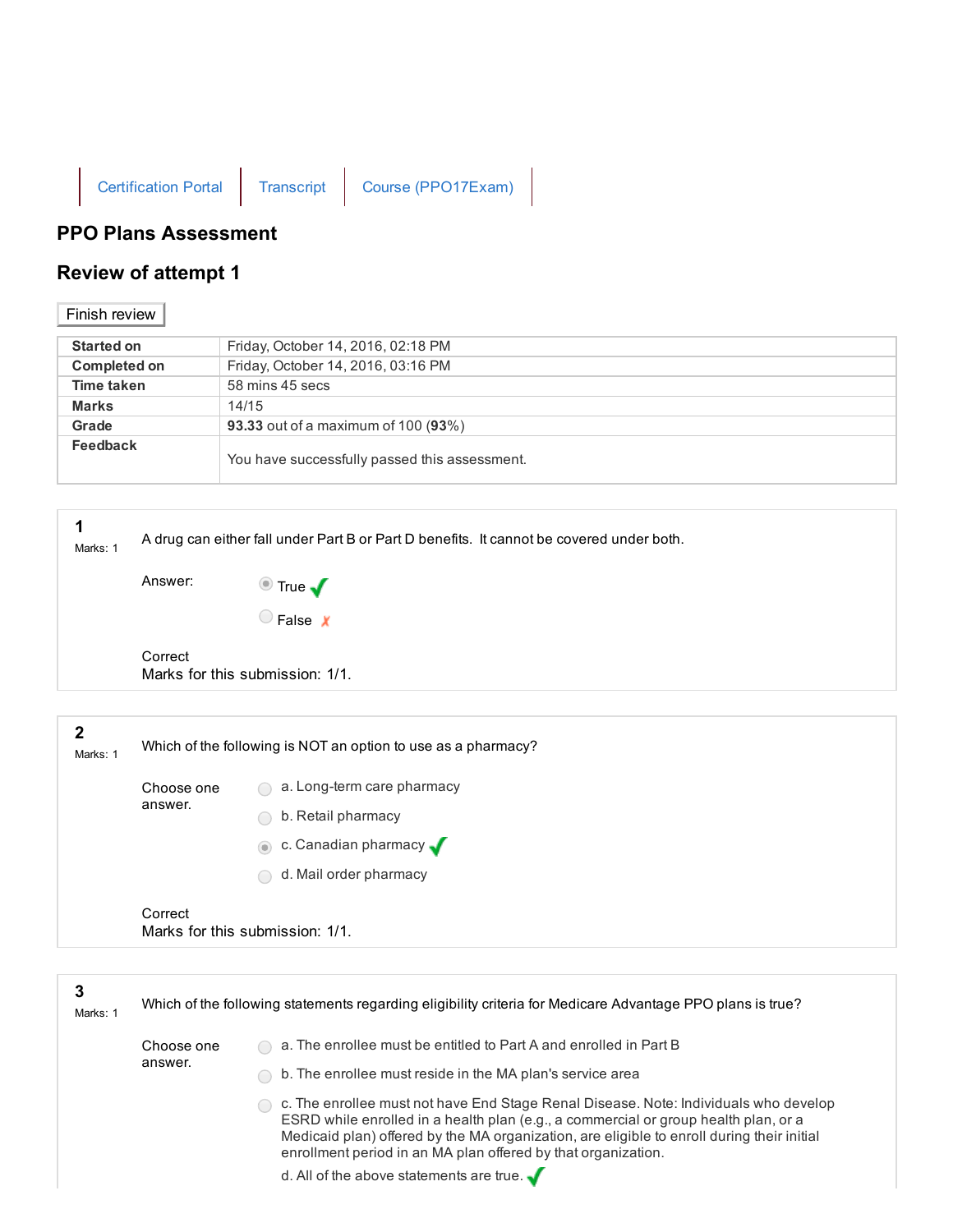Certification Portal | Transcript | Course (PPO17Exam)

# PPO Plans Assessment

## Review of attempt 1

Finish review

| | |
|---|---|
| **Started on** | Friday, October 14, 2016, 02:18 PM |
| **Completed on** | Friday, October 14, 2016, 03:16 PM |
| **Time taken** | 58 mins 45 secs |
| **Marks** | 14/15 |
| **Grade** | **93.33** out of a maximum of 100 (**93**%) |
| **Feedback** | You have successfully passed this assessment. |

**1**
Marks: 1

A drug can either fall under Part B or Part D benefits. It cannot be covered under both.

Answer:

- (selected) True ✓
- False ✗

Correct
Marks for this submission: 1/1.

**2**
Marks: 1

Which of the following is NOT an option to use as a pharmacy?

Choose one answer.

- a. Long-term care pharmacy
- b. Retail pharmacy
- (selected) c. Canadian pharmacy ✓
- d. Mail order pharmacy

Correct
Marks for this submission: 1/1.

**3**
Marks: 1

Which of the following statements regarding eligibility criteria for Medicare Advantage PPO plans is true?

Choose one answer.

- a. The enrollee must be entitled to Part A and enrolled in Part B
- b. The enrollee must reside in the MA plan's service area
- c. The enrollee must not have End Stage Renal Disease. Note: Individuals who develop ESRD while enrolled in a health plan (e.g., a commercial or group health plan, or a Medicaid plan) offered by the MA organization, are eligible to enroll during their initial enrollment period in an MA plan offered by that organization.
- d. All of the above statements are true. ✓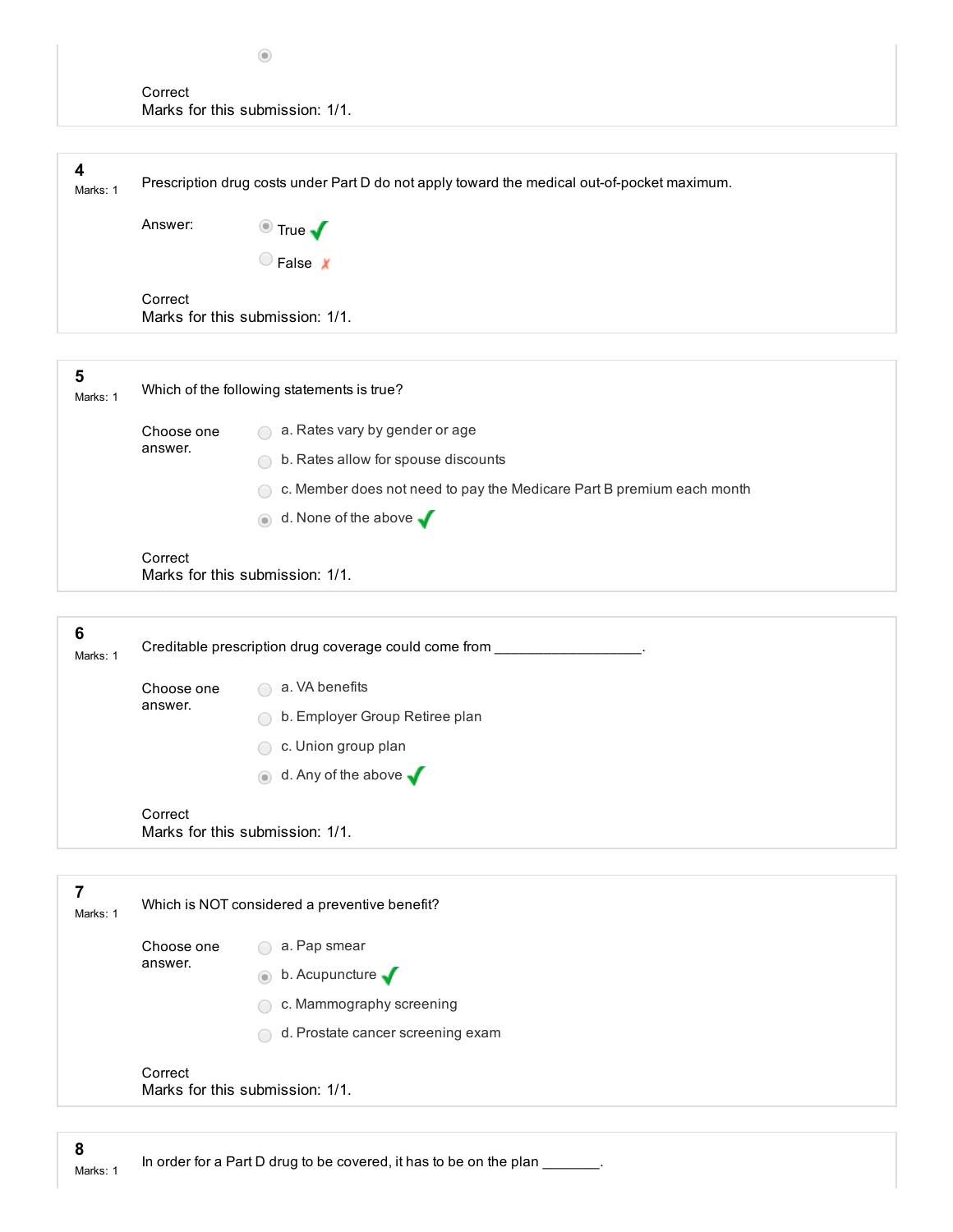Correct
Marks for this submission: 1/1.

---

**4**
Marks: 1

Prescription drug costs under Part D do not apply toward the medical out-of-pocket maximum.

Answer:

- (•) True ✓
- ( ) False ✗

Correct
Marks for this submission: 1/1.

---

**5**
Marks: 1

Which of the following statements is true?

Choose one answer.

- ( ) a. Rates vary by gender or age
- ( ) b. Rates allow for spouse discounts
- ( ) c. Member does not need to pay the Medicare Part B premium each month
- (•) d. None of the above ✓

Correct
Marks for this submission: 1/1.

---

**6**
Marks: 1

Creditable prescription drug coverage could come from ___________________.

Choose one answer.

- ( ) a. VA benefits
- ( ) b. Employer Group Retiree plan
- ( ) c. Union group plan
- (•) d. Any of the above ✓

Correct
Marks for this submission: 1/1.

---

**7**
Marks: 1

Which is NOT considered a preventive benefit?

Choose one answer.

- ( ) a. Pap smear
- (•) b. Acupuncture ✓
- ( ) c. Mammography screening
- ( ) d. Prostate cancer screening exam

Correct
Marks for this submission: 1/1.

---

**8**
Marks: 1

In order for a Part D drug to be covered, it has to be on the plan ________.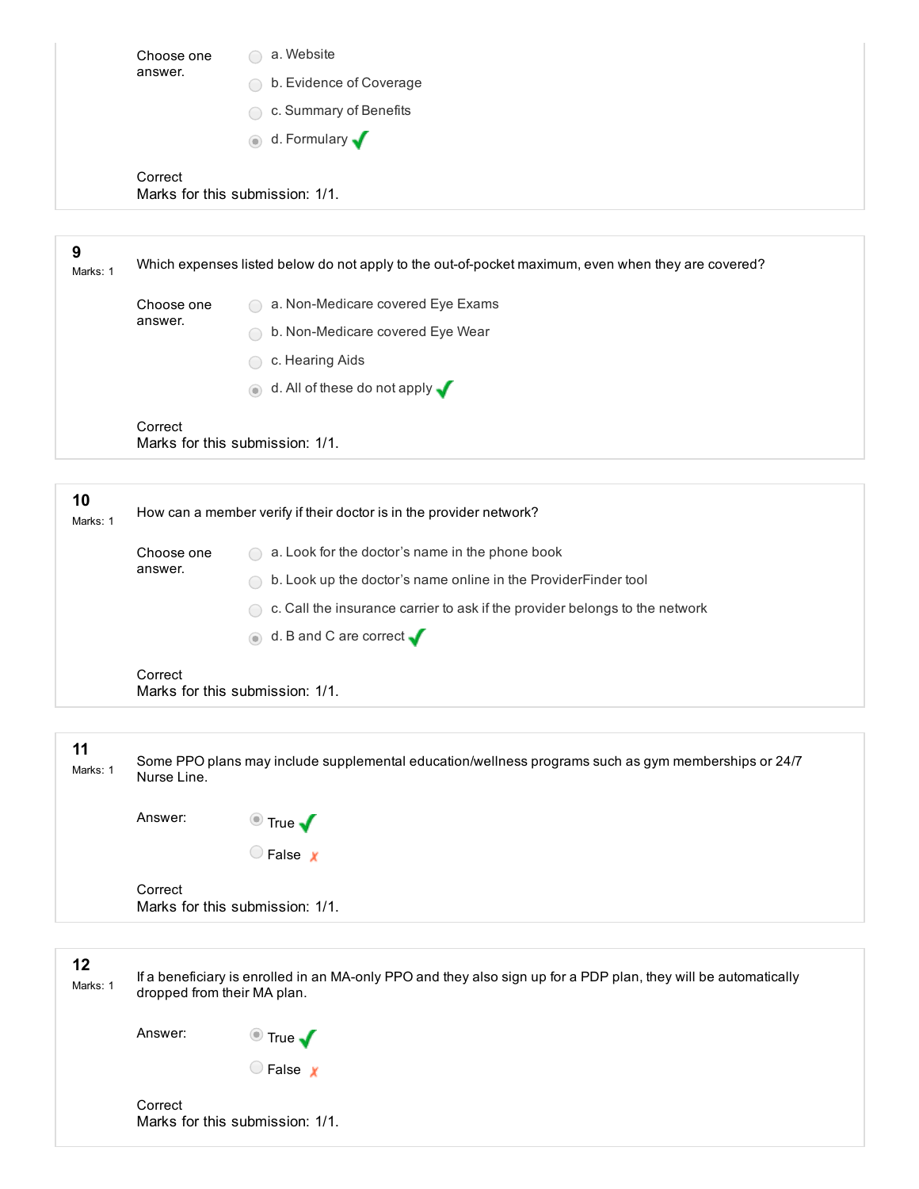Choose one answer.

- a. Website
- b. Evidence of Coverage
- c. Summary of Benefits
- d. Formulary ✓

Correct
Marks for this submission: 1/1.

---

**9**
Marks: 1

Which expenses listed below do not apply to the out-of-pocket maximum, even when they are covered?

Choose one answer.

- a. Non-Medicare covered Eye Exams
- b. Non-Medicare covered Eye Wear
- c. Hearing Aids
- d. All of these do not apply ✓

Correct
Marks for this submission: 1/1.

---

**10**
Marks: 1

How can a member verify if their doctor is in the provider network?

Choose one answer.

- a. Look for the doctor's name in the phone book
- b. Look up the doctor's name online in the ProviderFinder tool
- c. Call the insurance carrier to ask if the provider belongs to the network
- d. B and C are correct ✓

Correct
Marks for this submission: 1/1.

---

**11**
Marks: 1

Some PPO plans may include supplemental education/wellness programs such as gym memberships or 24/7 Nurse Line.

Answer:

- True ✓
- False ✗

Correct
Marks for this submission: 1/1.

---

**12**
Marks: 1

If a beneficiary is enrolled in an MA-only PPO and they also sign up for a PDP plan, they will be automatically dropped from their MA plan.

Answer:

- True ✓
- False ✗

Correct
Marks for this submission: 1/1.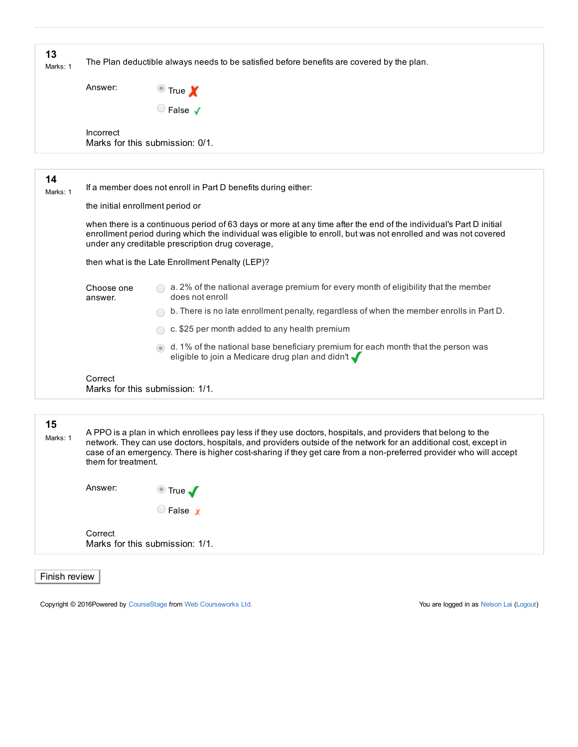**13**
Marks: 1

The Plan deductible always needs to be satisfied before benefits are covered by the plan.

Answer:

- (selected) True ✗
- False ✓

Incorrect
Marks for this submission: 0/1.

---

**14**
Marks: 1

If a member does not enroll in Part D benefits during either:

the initial enrollment period or

when there is a continuous period of 63 days or more at any time after the end of the individual's Part D initial enrollment period during which the individual was eligible to enroll, but was not enrolled and was not covered under any creditable prescription drug coverage,

then what is the Late Enrollment Penalty (LEP)?

Choose one answer.

- a. 2% of the national average premium for every month of eligibility that the member does not enroll
- b. There is no late enrollment penalty, regardless of when the member enrolls in Part D.
- c. $25 per month added to any health premium
- (selected) d. 1% of the national base beneficiary premium for each month that the person was eligible to join a Medicare drug plan and didn't ✓

Correct
Marks for this submission: 1/1.

---

**15**
Marks: 1

A PPO is a plan in which enrollees pay less if they use doctors, hospitals, and providers that belong to the network. They can use doctors, hospitals, and providers outside of the network for an additional cost, except in case of an emergency. There is higher cost-sharing if they get care from a non-preferred provider who will accept them for treatment.

Answer:

- (selected) True ✓
- False ✗

Correct
Marks for this submission: 1/1.

Finish review

Copyright © 2016Powered by CourseStage from Web Courseworks Ltd.

You are logged in as Nelson Lai (Logout)